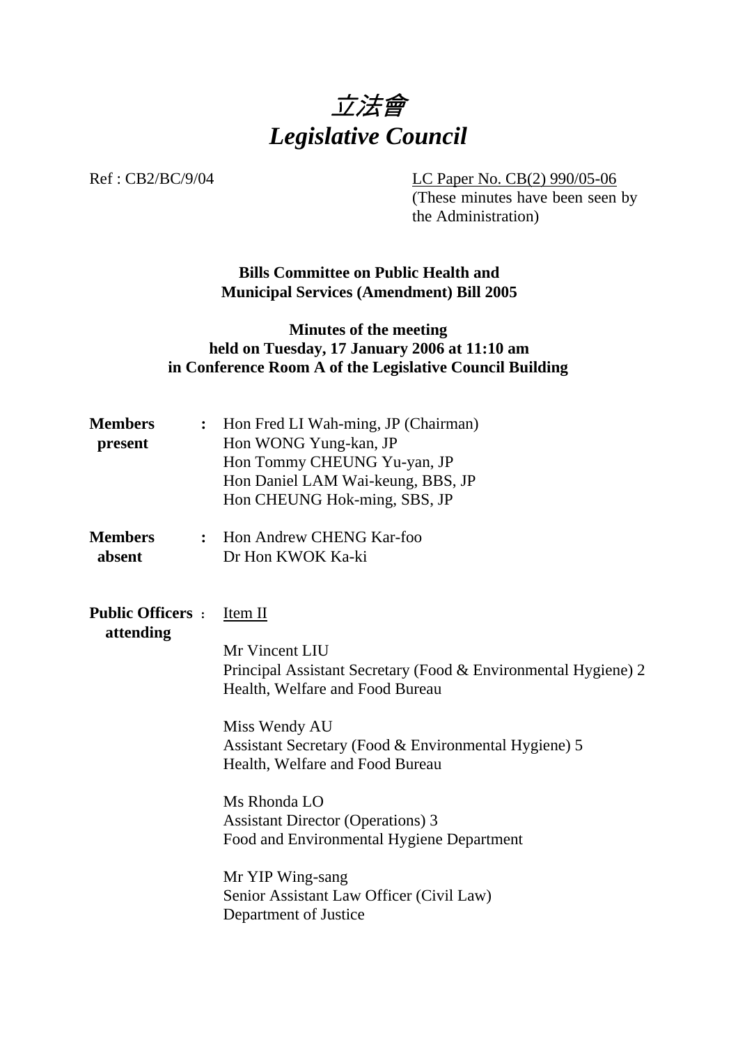# *立法會*
# *Legislative Council*

Ref : CB2/BC/9/04

LC Paper No. CB(2) 990/05-06
(These minutes have been seen by the Administration)

**Bills Committee on Public Health and Municipal Services (Amendment) Bill 2005**

**Minutes of the meeting held on Tuesday, 17 January 2006 at 11:10 am in Conference Room A of the Legislative Council Building**

**Members present** : Hon Fred LI Wah-ming, JP (Chairman)
Hon WONG Yung-kan, JP
Hon Tommy CHEUNG Yu-yan, JP
Hon Daniel LAM Wai-keung, BBS, JP
Hon CHEUNG Hok-ming, SBS, JP

**Members absent** : Hon Andrew CHENG Kar-foo
Dr Hon KWOK Ka-ki

**Public Officers attending** : Item II

Mr Vincent LIU
Principal Assistant Secretary (Food & Environmental Hygiene) 2
Health, Welfare and Food Bureau

Miss Wendy AU
Assistant Secretary (Food & Environmental Hygiene) 5
Health, Welfare and Food Bureau

Ms Rhonda LO
Assistant Director (Operations) 3
Food and Environmental Hygiene Department

Mr YIP Wing-sang
Senior Assistant Law Officer (Civil Law)
Department of Justice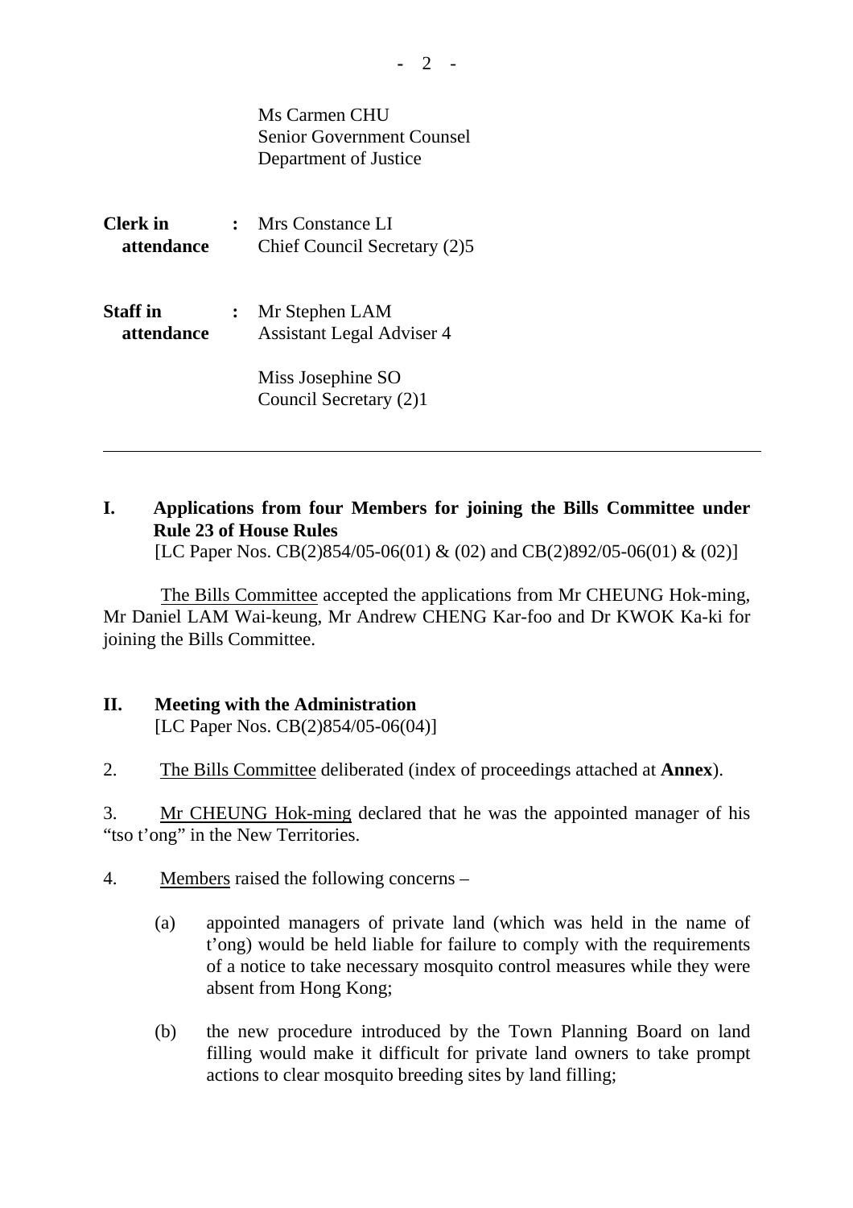Ms Carmen CHU
Senior Government Counsel
Department of Justice

**Clerk in attendance** : Mrs Constance LI
Chief Council Secretary (2)5

**Staff in attendance** : Mr Stephen LAM
Assistant Legal Adviser 4

Miss Josephine SO
Council Secretary (2)1

---

## I. Applications from four Members for joining the Bills Committee under Rule 23 of House Rules

[LC Paper Nos. CB(2)854/05-06(01) & (02) and CB(2)892/05-06(01) & (02)]

The Bills Committee accepted the applications from Mr CHEUNG Hok-ming, Mr Daniel LAM Wai-keung, Mr Andrew CHENG Kar-foo and Dr KWOK Ka-ki for joining the Bills Committee.

## II. Meeting with the Administration

[LC Paper Nos. CB(2)854/05-06(04)]

2. The Bills Committee deliberated (index of proceedings attached at **Annex**).

3. Mr CHEUNG Hok-ming declared that he was the appointed manager of his "tso t'ong" in the New Territories.

4. Members raised the following concerns –

(a) appointed managers of private land (which was held in the name of t'ong) would be held liable for failure to comply with the requirements of a notice to take necessary mosquito control measures while they were absent from Hong Kong;

(b) the new procedure introduced by the Town Planning Board on land filling would make it difficult for private land owners to take prompt actions to clear mosquito breeding sites by land filling;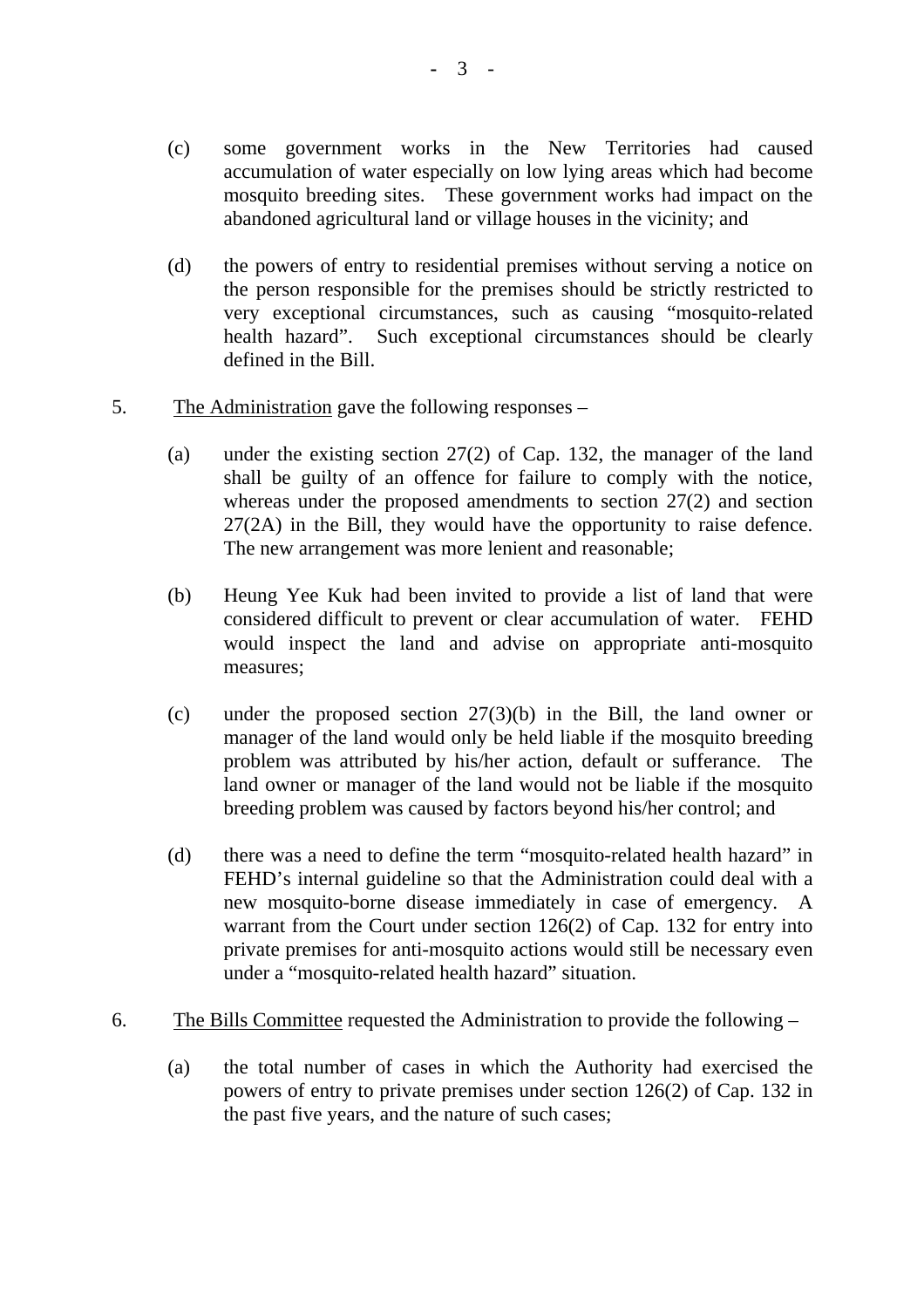(c) some government works in the New Territories had caused accumulation of water especially on low lying areas which had become mosquito breeding sites. These government works had impact on the abandoned agricultural land or village houses in the vicinity; and

(d) the powers of entry to residential premises without serving a notice on the person responsible for the premises should be strictly restricted to very exceptional circumstances, such as causing "mosquito-related health hazard". Such exceptional circumstances should be clearly defined in the Bill.

5. The Administration gave the following responses –

(a) under the existing section 27(2) of Cap. 132, the manager of the land shall be guilty of an offence for failure to comply with the notice, whereas under the proposed amendments to section 27(2) and section 27(2A) in the Bill, they would have the opportunity to raise defence. The new arrangement was more lenient and reasonable;

(b) Heung Yee Kuk had been invited to provide a list of land that were considered difficult to prevent or clear accumulation of water. FEHD would inspect the land and advise on appropriate anti-mosquito measures;

(c) under the proposed section 27(3)(b) in the Bill, the land owner or manager of the land would only be held liable if the mosquito breeding problem was attributed by his/her action, default or sufferance. The land owner or manager of the land would not be liable if the mosquito breeding problem was caused by factors beyond his/her control; and

(d) there was a need to define the term "mosquito-related health hazard" in FEHD's internal guideline so that the Administration could deal with a new mosquito-borne disease immediately in case of emergency. A warrant from the Court under section 126(2) of Cap. 132 for entry into private premises for anti-mosquito actions would still be necessary even under a "mosquito-related health hazard" situation.

6. The Bills Committee requested the Administration to provide the following –

(a) the total number of cases in which the Authority had exercised the powers of entry to private premises under section 126(2) of Cap. 132 in the past five years, and the nature of such cases;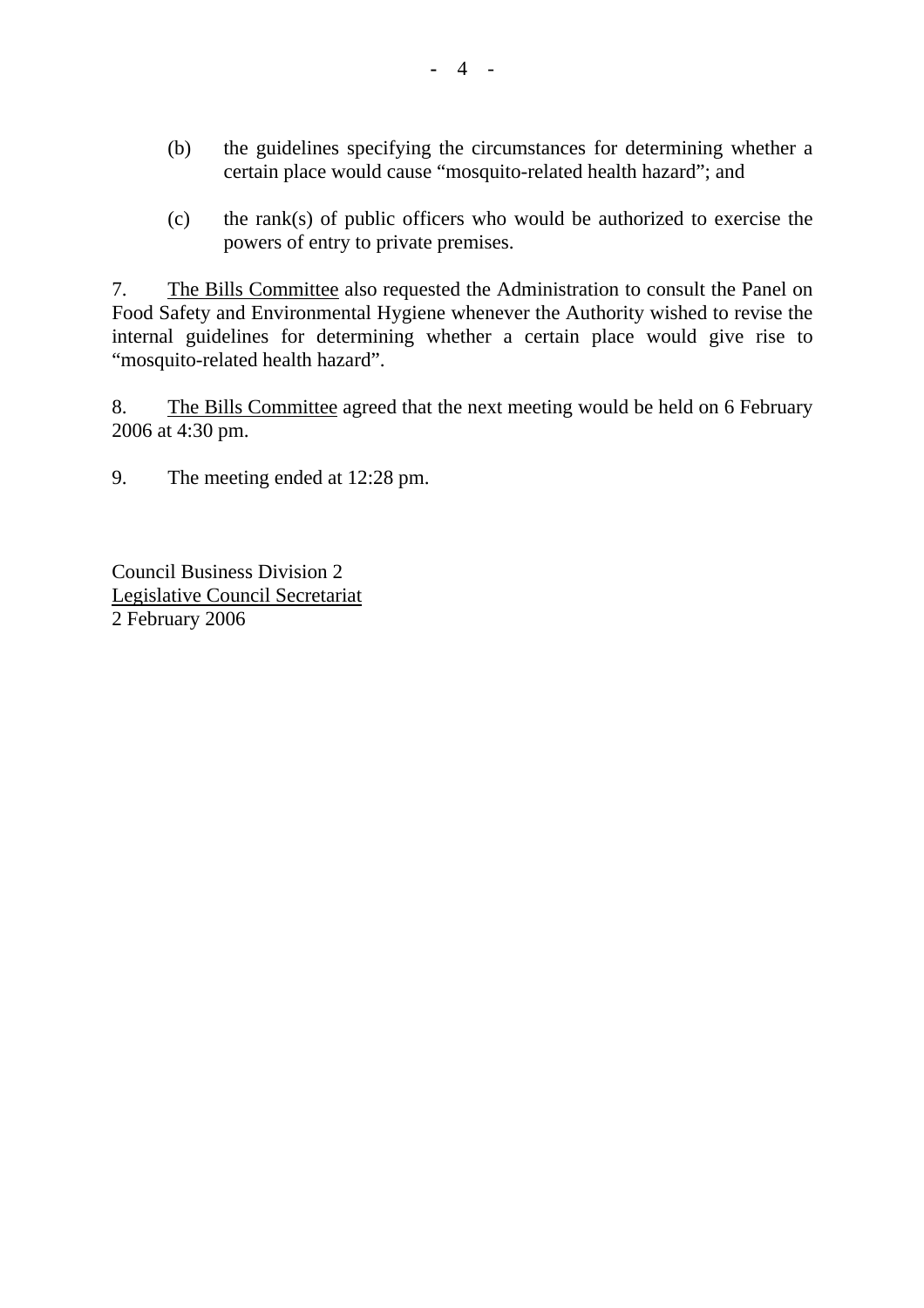(b) the guidelines specifying the circumstances for determining whether a certain place would cause "mosquito-related health hazard"; and

(c) the rank(s) of public officers who would be authorized to exercise the powers of entry to private premises.

7. The Bills Committee also requested the Administration to consult the Panel on Food Safety and Environmental Hygiene whenever the Authority wished to revise the internal guidelines for determining whether a certain place would give rise to "mosquito-related health hazard".

8. The Bills Committee agreed that the next meeting would be held on 6 February 2006 at 4:30 pm.

9. The meeting ended at 12:28 pm.

Council Business Division 2
Legislative Council Secretariat
2 February 2006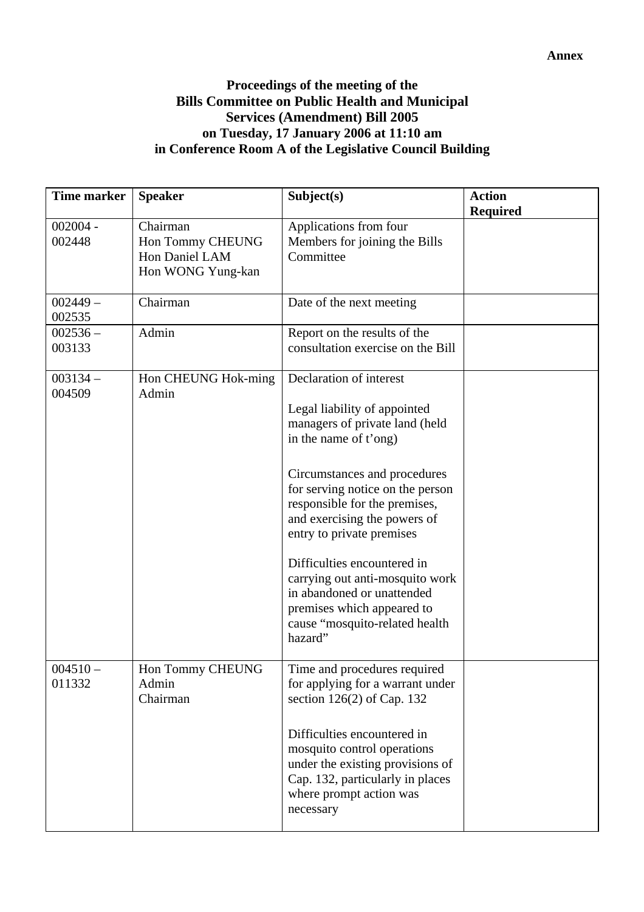**Annex**

**Proceedings of the meeting of the**
**Bills Committee on Public Health and Municipal Services (Amendment) Bill 2005**
**on Tuesday, 17 January 2006 at 11:10 am**
**in Conference Room A of the Legislative Council Building**

| Time marker | Speaker | Subject(s) | Action Required |
|---|---|---|---|
| 002004 - 002448 | Chairman<br>Hon Tommy CHEUNG<br>Hon Daniel LAM<br>Hon WONG Yung-kan | Applications from four Members for joining the Bills Committee | |
| 002449 – 002535 | Chairman | Date of the next meeting | |
| 002536 – 003133 | Admin | Report on the results of the consultation exercise on the Bill | |
| 003134 – 004509 | Hon CHEUNG Hok-ming<br>Admin | Declaration of interest<br><br>Legal liability of appointed managers of private land (held in the name of t'ong)<br><br>Circumstances and procedures for serving notice on the person responsible for the premises, and exercising the powers of entry to private premises<br><br>Difficulties encountered in carrying out anti-mosquito work in abandoned or unattended premises which appeared to cause "mosquito-related health hazard" | |
| 004510 – 011332 | Hon Tommy CHEUNG<br>Admin<br>Chairman | Time and procedures required for applying for a warrant under section 126(2) of Cap. 132<br><br>Difficulties encountered in mosquito control operations under the existing provisions of Cap. 132, particularly in places where prompt action was necessary | |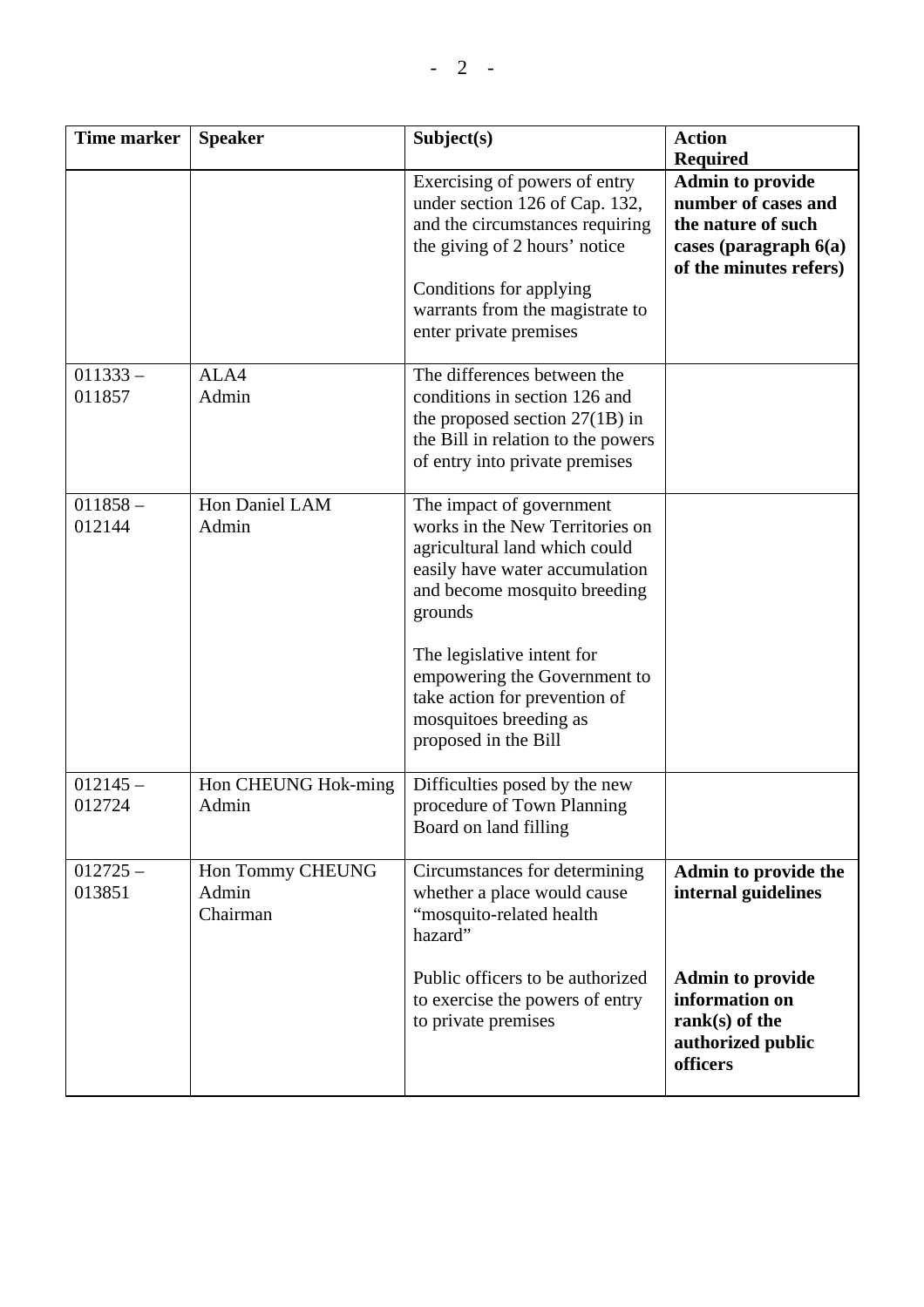| Time marker | Speaker | Subject(s) | Action Required |
|---|---|---|---|
| | | Exercising of powers of entry under section 126 of Cap. 132, and the circumstances requiring the giving of 2 hours' notice<br><br>Conditions for applying warrants from the magistrate to enter private premises | **Admin to provide number of cases and the nature of such cases (paragraph 6(a) of the minutes refers)** |
| 011333 – 011857 | ALA4<br>Admin | The differences between the conditions in section 126 and the proposed section 27(1B) in the Bill in relation to the powers of entry into private premises | |
| 011858 – 012144 | Hon Daniel LAM<br>Admin | The impact of government works in the New Territories on agricultural land which could easily have water accumulation and become mosquito breeding grounds<br><br>The legislative intent for empowering the Government to take action for prevention of mosquitoes breeding as proposed in the Bill | |
| 012145 – 012724 | Hon CHEUNG Hok-ming<br>Admin | Difficulties posed by the new procedure of Town Planning Board on land filling | |
| 012725 – 013851 | Hon Tommy CHEUNG<br>Admin<br>Chairman | Circumstances for determining whether a place would cause "mosquito-related health hazard"<br><br>Public officers to be authorized to exercise the powers of entry to private premises | **Admin to provide the internal guidelines**<br><br>**Admin to provide information on rank(s) of the authorized public officers** |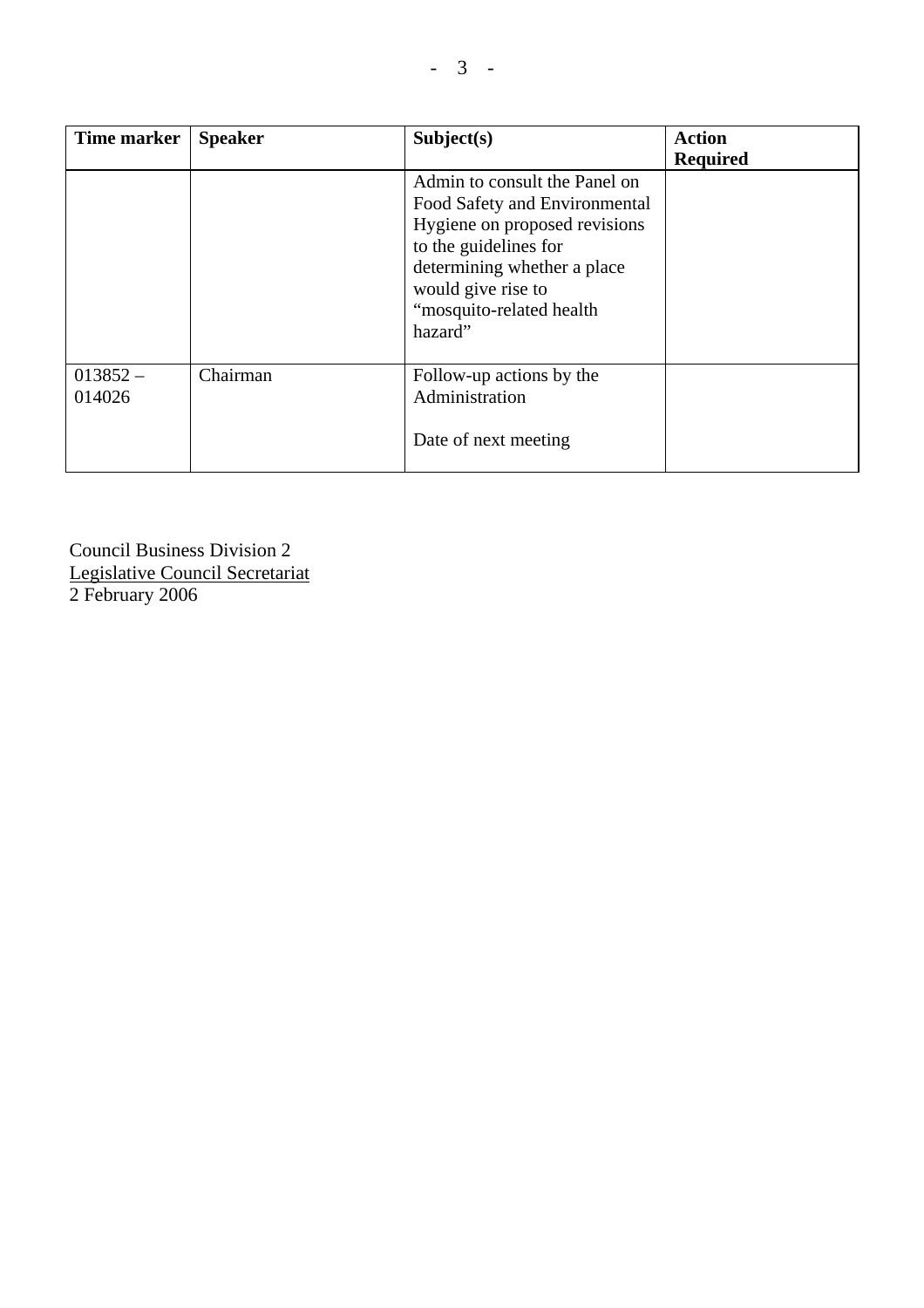| Time marker | Speaker | Subject(s) | Action Required |
|---|---|---|---|
| | | Admin to consult the Panel on Food Safety and Environmental Hygiene on proposed revisions to the guidelines for determining whether a place would give rise to "mosquito-related health hazard" | |
| 013852 – 014026 | Chairman | Follow-up actions by the Administration<br><br>Date of next meeting | |

Council Business Division 2
Legislative Council Secretariat
2 February 2006